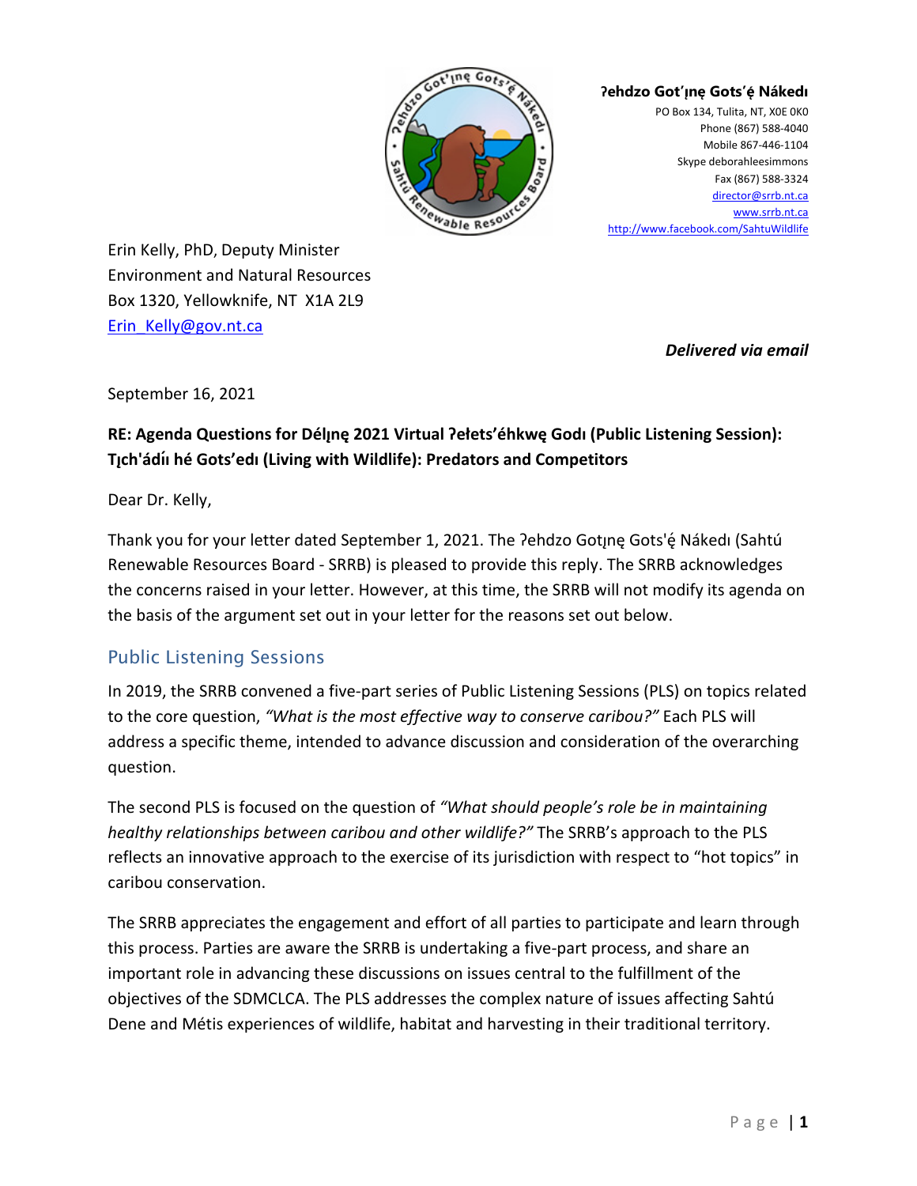**ʔehdzo Got'ı̨nę Gots'ę́ Nákedı**
PO Box 134, Tulita, NT, X0E 0K0
Phone (867) 588-4040
Mobile 867-446-1104
Skype deborahleesimmons
Fax (867) 588-3324
director@srrb.nt.ca
www.srrb.nt.ca
http://www.facebook.com/SahtuWildlife

Erin Kelly, PhD, Deputy Minister
Environment and Natural Resources
Box 1320, Yellowknife, NT X1A 2L9
Erin_Kelly@gov.nt.ca

***Delivered via email***

September 16, 2021

**RE: Agenda Questions for Délı̨nę 2021 Virtual ʔełets'éhkwę Godı (Public Listening Session): Tı̨ch'ádíı hé Gots'edı (Living with Wildlife): Predators and Competitors**

Dear Dr. Kelly,

Thank you for your letter dated September 1, 2021. The ʔehdzo Gotı̨nę Gots'ę́ Nákedı (Sahtú Renewable Resources Board - SRRB) is pleased to provide this reply. The SRRB acknowledges the concerns raised in your letter. However, at this time, the SRRB will not modify its agenda on the basis of the argument set out in your letter for the reasons set out below.

## Public Listening Sessions

In 2019, the SRRB convened a five-part series of Public Listening Sessions (PLS) on topics related to the core question, *"What is the most effective way to conserve caribou?"* Each PLS will address a specific theme, intended to advance discussion and consideration of the overarching question.

The second PLS is focused on the question of *"What should people's role be in maintaining healthy relationships between caribou and other wildlife?"* The SRRB's approach to the PLS reflects an innovative approach to the exercise of its jurisdiction with respect to "hot topics" in caribou conservation.

The SRRB appreciates the engagement and effort of all parties to participate and learn through this process. Parties are aware the SRRB is undertaking a five-part process, and share an important role in advancing these discussions on issues central to the fulfillment of the objectives of the SDMCLCA. The PLS addresses the complex nature of issues affecting Sahtú Dene and Métis experiences of wildlife, habitat and harvesting in their traditional territory.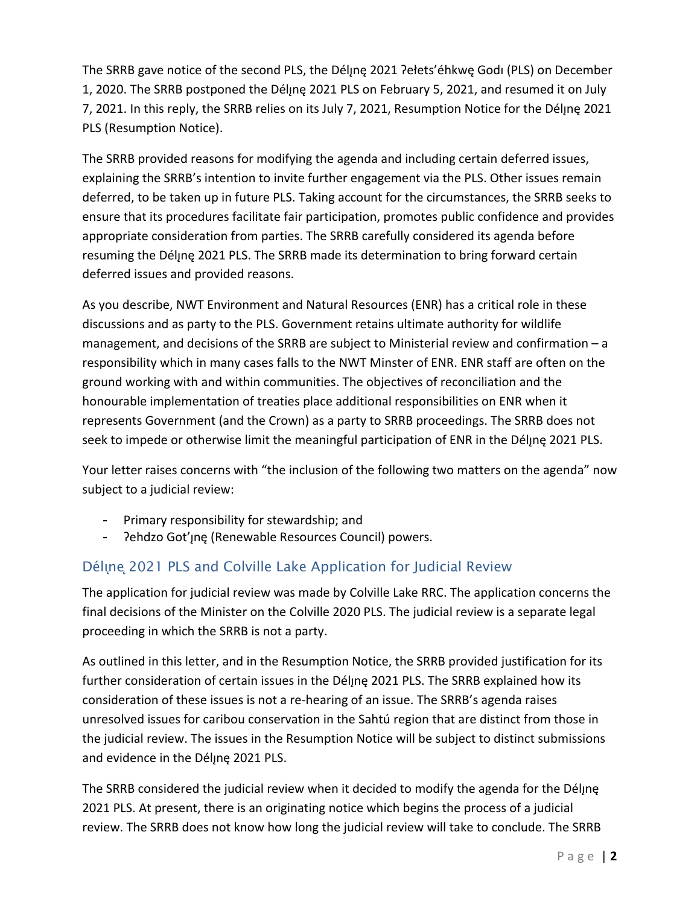The SRRB gave notice of the second PLS, the Délı̨nę 2021 ʔełets'éhkwę Godı (PLS) on December 1, 2020. The SRRB postponed the Délı̨nę 2021 PLS on February 5, 2021, and resumed it on July 7, 2021. In this reply, the SRRB relies on its July 7, 2021, Resumption Notice for the Délı̨nę 2021 PLS (Resumption Notice).

The SRRB provided reasons for modifying the agenda and including certain deferred issues, explaining the SRRB's intention to invite further engagement via the PLS. Other issues remain deferred, to be taken up in future PLS. Taking account for the circumstances, the SRRB seeks to ensure that its procedures facilitate fair participation, promotes public confidence and provides appropriate consideration from parties. The SRRB carefully considered its agenda before resuming the Délı̨nę 2021 PLS. The SRRB made its determination to bring forward certain deferred issues and provided reasons.

As you describe, NWT Environment and Natural Resources (ENR) has a critical role in these discussions and as party to the PLS. Government retains ultimate authority for wildlife management, and decisions of the SRRB are subject to Ministerial review and confirmation – a responsibility which in many cases falls to the NWT Minster of ENR. ENR staff are often on the ground working with and within communities. The objectives of reconciliation and the honourable implementation of treaties place additional responsibilities on ENR when it represents Government (and the Crown) as a party to SRRB proceedings. The SRRB does not seek to impede or otherwise limit the meaningful participation of ENR in the Délı̨nę 2021 PLS.

Your letter raises concerns with "the inclusion of the following two matters on the agenda" now subject to a judicial review:

- Primary responsibility for stewardship; and
- ʔehdzo Got'ı̨nę (Renewable Resources Council) powers.

## Délı̨nę 2021 PLS and Colville Lake Application for Judicial Review

The application for judicial review was made by Colville Lake RRC. The application concerns the final decisions of the Minister on the Colville 2020 PLS. The judicial review is a separate legal proceeding in which the SRRB is not a party.

As outlined in this letter, and in the Resumption Notice, the SRRB provided justification for its further consideration of certain issues in the Délı̨nę 2021 PLS. The SRRB explained how its consideration of these issues is not a re-hearing of an issue. The SRRB's agenda raises unresolved issues for caribou conservation in the Sahtú region that are distinct from those in the judicial review. The issues in the Resumption Notice will be subject to distinct submissions and evidence in the Délı̨nę 2021 PLS.

The SRRB considered the judicial review when it decided to modify the agenda for the Délı̨nę 2021 PLS. At present, there is an originating notice which begins the process of a judicial review. The SRRB does not know how long the judicial review will take to conclude. The SRRB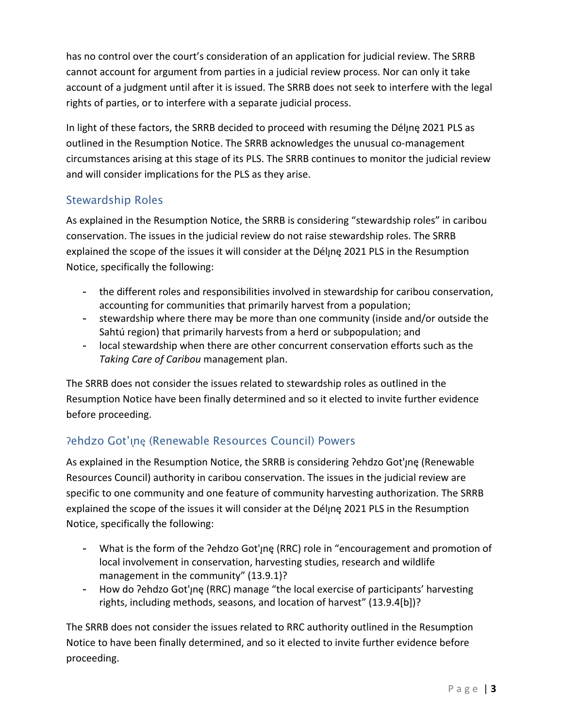has no control over the court's consideration of an application for judicial review. The SRRB cannot account for argument from parties in a judicial review process. Nor can only it take account of a judgment until after it is issued. The SRRB does not seek to interfere with the legal rights of parties, or to interfere with a separate judicial process.

In light of these factors, the SRRB decided to proceed with resuming the Délı̨nę 2021 PLS as outlined in the Resumption Notice. The SRRB acknowledges the unusual co-management circumstances arising at this stage of its PLS. The SRRB continues to monitor the judicial review and will consider implications for the PLS as they arise.

## Stewardship Roles

As explained in the Resumption Notice, the SRRB is considering "stewardship roles" in caribou conservation. The issues in the judicial review do not raise stewardship roles. The SRRB explained the scope of the issues it will consider at the Délı̨nę 2021 PLS in the Resumption Notice, specifically the following:

- the different roles and responsibilities involved in stewardship for caribou conservation, accounting for communities that primarily harvest from a population;
- stewardship where there may be more than one community (inside and/or outside the Sahtú region) that primarily harvests from a herd or subpopulation; and
- local stewardship when there are other concurrent conservation efforts such as the *Taking Care of Caribou* management plan.

The SRRB does not consider the issues related to stewardship roles as outlined in the Resumption Notice have been finally determined and so it elected to invite further evidence before proceeding.

## ʔehdzo Got'ı̨nę (Renewable Resources Council) Powers

As explained in the Resumption Notice, the SRRB is considering ʔehdzo Got'ı̨nę (Renewable Resources Council) authority in caribou conservation. The issues in the judicial review are specific to one community and one feature of community harvesting authorization. The SRRB explained the scope of the issues it will consider at the Délı̨nę 2021 PLS in the Resumption Notice, specifically the following:

- What is the form of the ʔehdzo Got'ı̨nę (RRC) role in "encouragement and promotion of local involvement in conservation, harvesting studies, research and wildlife management in the community" (13.9.1)?
- How do ʔehdzo Got'ı̨nę (RRC) manage "the local exercise of participants' harvesting rights, including methods, seasons, and location of harvest" (13.9.4[b])?

The SRRB does not consider the issues related to RRC authority outlined in the Resumption Notice to have been finally determined, and so it elected to invite further evidence before proceeding.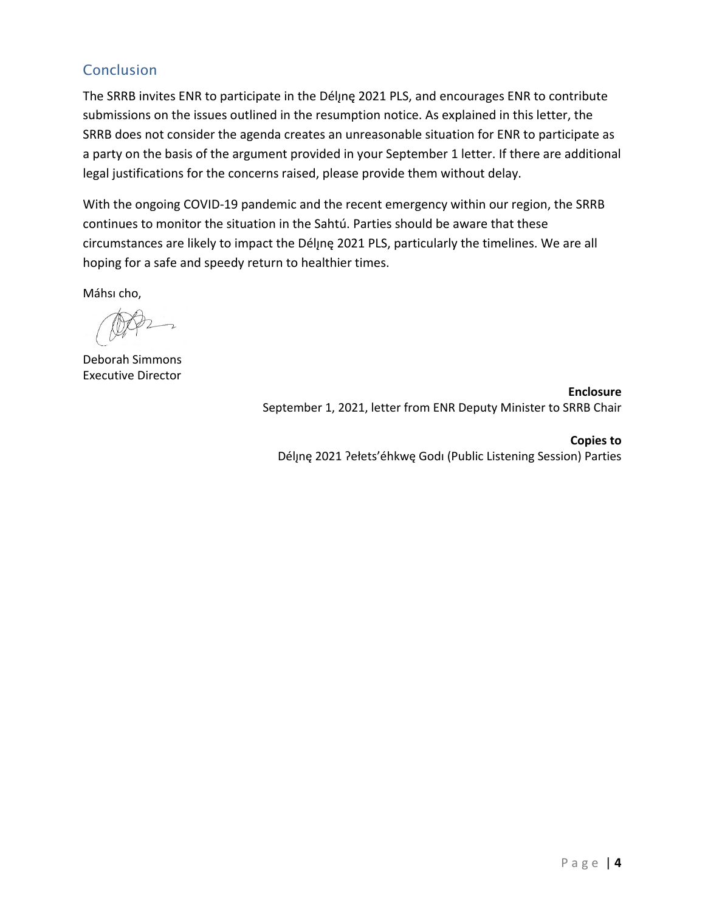## Conclusion

The SRRB invites ENR to participate in the Délı̨nę 2021 PLS, and encourages ENR to contribute submissions on the issues outlined in the resumption notice. As explained in this letter, the SRRB does not consider the agenda creates an unreasonable situation for ENR to participate as a party on the basis of the argument provided in your September 1 letter. If there are additional legal justifications for the concerns raised, please provide them without delay.

With the ongoing COVID-19 pandemic and the recent emergency within our region, the SRRB continues to monitor the situation in the Sahtú. Parties should be aware that these circumstances are likely to impact the Délı̨nę 2021 PLS, particularly the timelines. We are all hoping for a safe and speedy return to healthier times.

Máhsı cho,

Deborah Simmons
Executive Director

**Enclosure**
September 1, 2021, letter from ENR Deputy Minister to SRRB Chair

**Copies to**
Délı̨nę 2021 ʔehts'éhkwę Godı (Public Listening Session) Parties